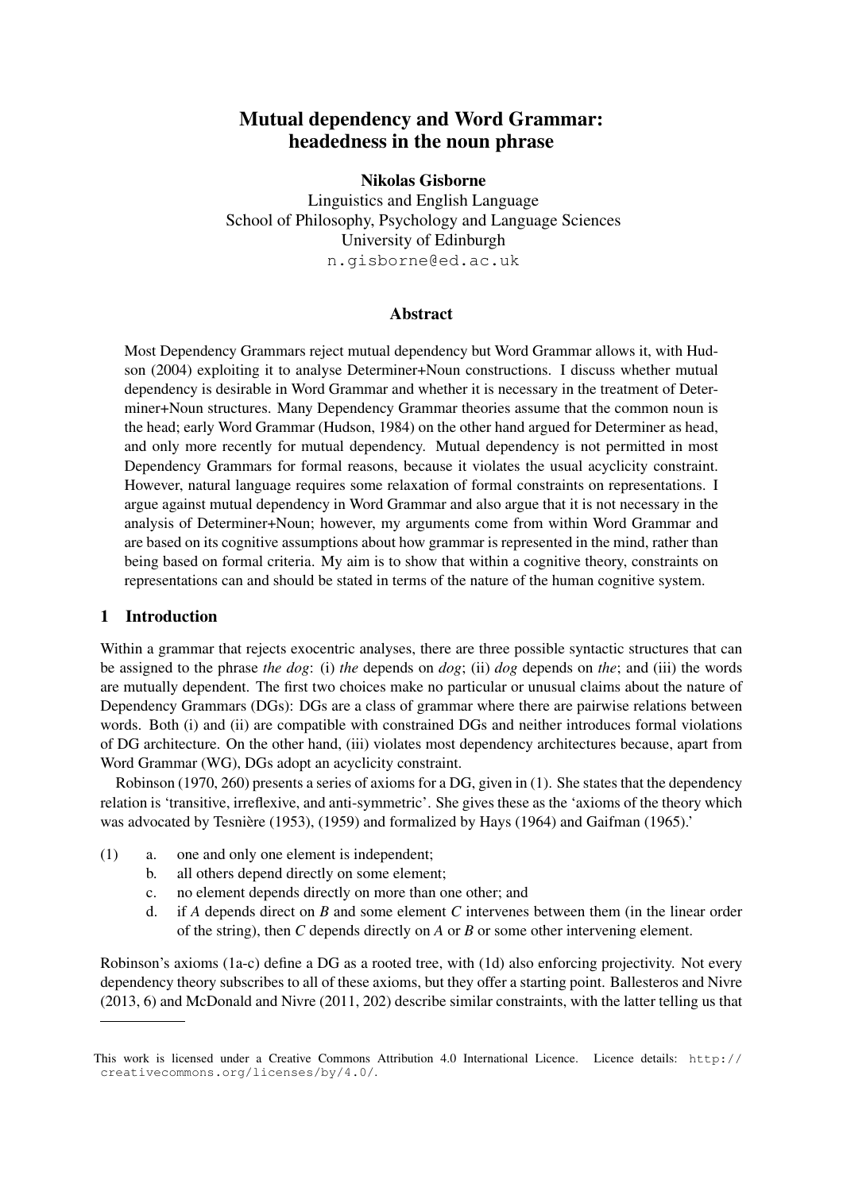# Mutual dependency and Word Grammar: headedness in the noun phrase

**Nikolas Gisborne**
Linguistics and English Language
School of Philosophy, Psychology and Language Sciences
University of Edinburgh
n.gisborne@ed.ac.uk

## Abstract

Most Dependency Grammars reject mutual dependency but Word Grammar allows it, with Hudson (2004) exploiting it to analyse Determiner+Noun constructions. I discuss whether mutual dependency is desirable in Word Grammar and whether it is necessary in the treatment of Determiner+Noun structures. Many Dependency Grammar theories assume that the common noun is the head; early Word Grammar (Hudson, 1984) on the other hand argued for Determiner as head, and only more recently for mutual dependency. Mutual dependency is not permitted in most Dependency Grammars for formal reasons, because it violates the usual acyclicity constraint. However, natural language requires some relaxation of formal constraints on representations. I argue against mutual dependency in Word Grammar and also argue that it is not necessary in the analysis of Determiner+Noun; however, my arguments come from within Word Grammar and are based on its cognitive assumptions about how grammar is represented in the mind, rather than being based on formal criteria. My aim is to show that within a cognitive theory, constraints on representations can and should be stated in terms of the nature of the human cognitive system.

## 1 Introduction

Within a grammar that rejects exocentric analyses, there are three possible syntactic structures that can be assigned to the phrase *the dog*: (i) *the* depends on *dog*; (ii) *dog* depends on *the*; and (iii) the words are mutually dependent. The first two choices make no particular or unusual claims about the nature of Dependency Grammars (DGs): DGs are a class of grammar where there are pairwise relations between words. Both (i) and (ii) are compatible with constrained DGs and neither introduces formal violations of DG architecture. On the other hand, (iii) violates most dependency architectures because, apart from Word Grammar (WG), DGs adopt an acyclicity constraint.

Robinson (1970, 260) presents a series of axioms for a DG, given in (1). She states that the dependency relation is 'transitive, irreflexive, and anti-symmetric'. She gives these as the 'axioms of the theory which was advocated by Tesnière (1953), (1959) and formalized by Hays (1964) and Gaifman (1965).'

(1)
- a. one and only one element is independent;
- b. all others depend directly on some element;
- c. no element depends directly on more than one other; and
- d. if *A* depends direct on *B* and some element *C* intervenes between them (in the linear order of the string), then *C* depends directly on *A* or *B* or some other intervening element.

Robinson's axioms (1a-c) define a DG as a rooted tree, with (1d) also enforcing projectivity. Not every dependency theory subscribes to all of these axioms, but they offer a starting point. Ballesteros and Nivre (2013, 6) and McDonald and Nivre (2011, 202) describe similar constraints, with the latter telling us that

This work is licensed under a Creative Commons Attribution 4.0 International Licence. Licence details: http://creativecommons.org/licenses/by/4.0/.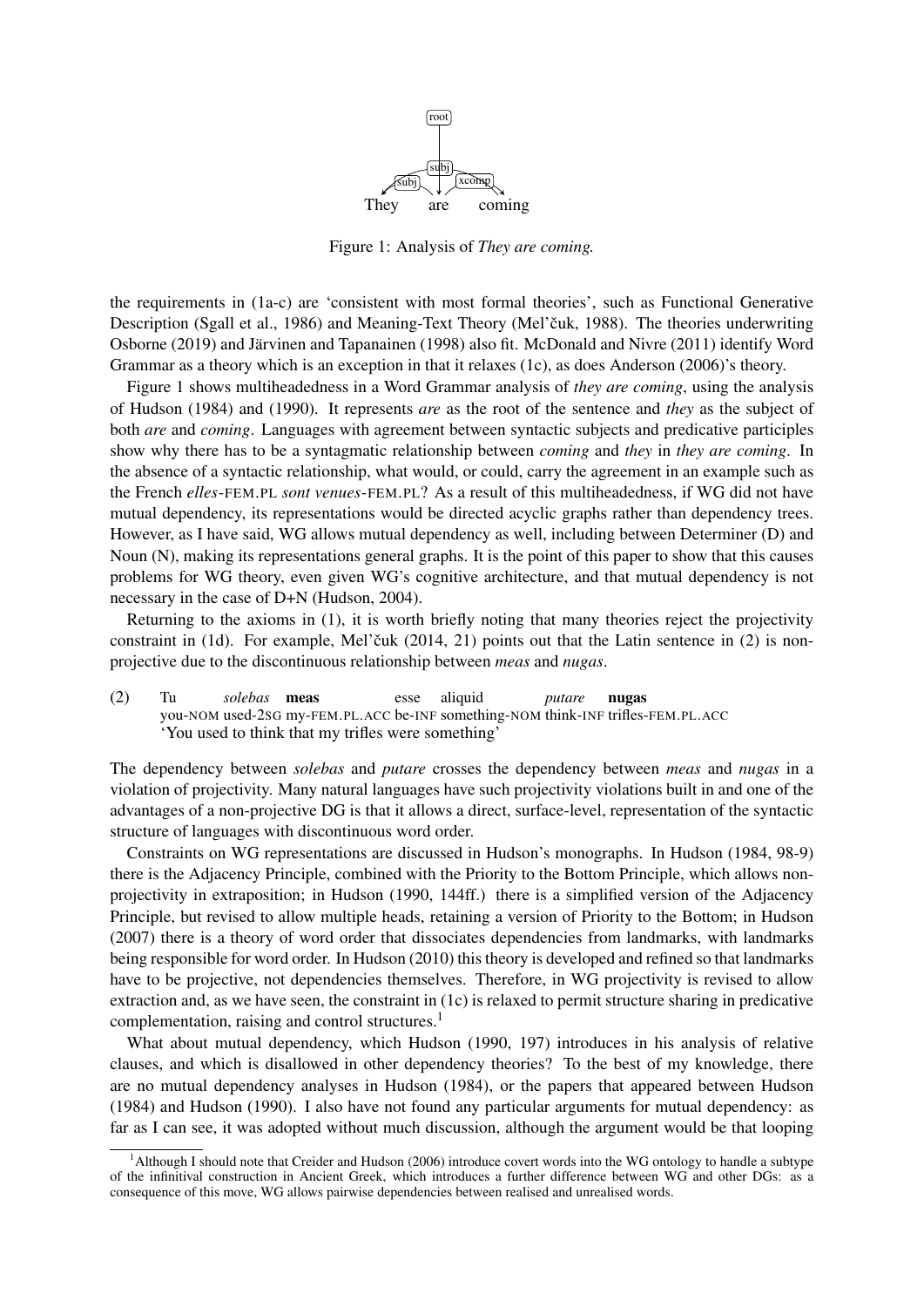Figure 1: Analysis of *They are coming.*

the requirements in (1a-c) are 'consistent with most formal theories', such as Functional Generative Description (Sgall et al., 1986) and Meaning-Text Theory (Mel'čuk, 1988). The theories underwriting Osborne (2019) and Järvinen and Tapanainen (1998) also fit. McDonald and Nivre (2011) identify Word Grammar as a theory which is an exception in that it relaxes (1c), as does Anderson (2006)'s theory.

Figure 1 shows multiheadedness in a Word Grammar analysis of *they are coming*, using the analysis of Hudson (1984) and (1990). It represents *are* as the root of the sentence and *they* as the subject of both *are* and *coming*. Languages with agreement between syntactic subjects and predicative participles show why there has to be a syntagmatic relationship between *coming* and *they* in *they are coming*. In the absence of a syntactic relationship, what would, or could, carry the agreement in an example such as the French *elles*-FEM.PL *sont venues*-FEM.PL? As a result of this multiheadedness, if WG did not have mutual dependency, its representations would be directed acyclic graphs rather than dependency trees. However, as I have said, WG allows mutual dependency as well, including between Determiner (D) and Noun (N), making its representations general graphs. It is the point of this paper to show that this causes problems for WG theory, even given WG's cognitive architecture, and that mutual dependency is not necessary in the case of D+N (Hudson, 2004).

Returning to the axioms in (1), it is worth briefly noting that many theories reject the projectivity constraint in (1d). For example, Mel'čuk (2014, 21) points out that the Latin sentence in (2) is non-projective due to the discontinuous relationship between *meas* and *nugas*.

(2) Tu *solebas* **meas** esse aliquid *putare* **nugas**
you-NOM used-2SG my-FEM.PL.ACC be-INF something-NOM think-INF trifles-FEM.PL.ACC
'You used to think that my trifles were something'

The dependency between *solebas* and *putare* crosses the dependency between *meas* and *nugas* in a violation of projectivity. Many natural languages have such projectivity violations built in and one of the advantages of a non-projective DG is that it allows a direct, surface-level, representation of the syntactic structure of languages with discontinuous word order.

Constraints on WG representations are discussed in Hudson's monographs. In Hudson (1984, 98-9) there is the Adjacency Principle, combined with the Priority to the Bottom Principle, which allows non-projectivity in extraposition; in Hudson (1990, 144ff.) there is a simplified version of the Adjacency Principle, but revised to allow multiple heads, retaining a version of Priority to the Bottom; in Hudson (2007) there is a theory of word order that dissociates dependencies from landmarks, with landmarks being responsible for word order. In Hudson (2010) this theory is developed and refined so that landmarks have to be projective, not dependencies themselves. Therefore, in WG projectivity is revised to allow extraction and, as we have seen, the constraint in (1c) is relaxed to permit structure sharing in predicative complementation, raising and control structures.[1]

What about mutual dependency, which Hudson (1990, 197) introduces in his analysis of relative clauses, and which is disallowed in other dependency theories? To the best of my knowledge, there are no mutual dependency analyses in Hudson (1984), or the papers that appeared between Hudson (1984) and Hudson (1990). I also have not found any particular arguments for mutual dependency: as far as I can see, it was adopted without much discussion, although the argument would be that looping

[1] Although I should note that Creider and Hudson (2006) introduce covert words into the WG ontology to handle a subtype of the infinitival construction in Ancient Greek, which introduces a further difference between WG and other DGs: as a consequence of this move, WG allows pairwise dependencies between realised and unrealised words.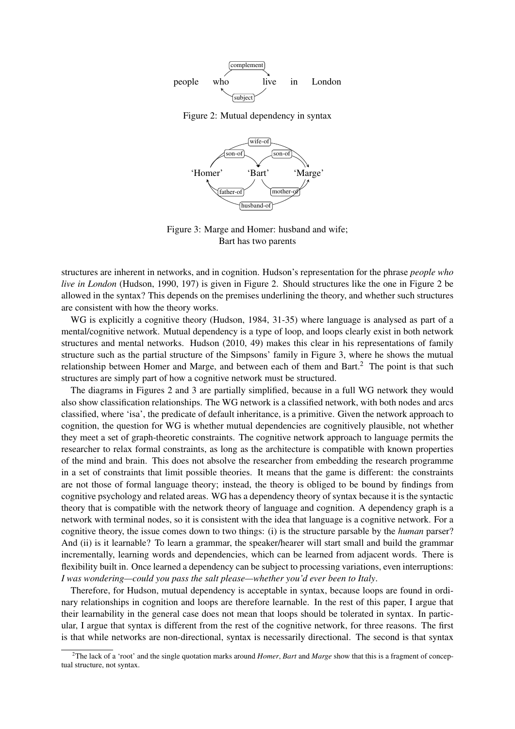people who live in London

Figure 2: Mutual dependency in syntax

'Homer' 'Bart' 'Marge'

Figure 3: Marge and Homer: husband and wife;
Bart has two parents

structures are inherent in networks, and in cognition. Hudson's representation for the phrase *people who live in London* (Hudson, 1990, 197) is given in Figure 2. Should structures like the one in Figure 2 be allowed in the syntax? This depends on the premises underlining the theory, and whether such structures are consistent with how the theory works.

WG is explicitly a cognitive theory (Hudson, 1984, 31-35) where language is analysed as part of a mental/cognitive network. Mutual dependency is a type of loop, and loops clearly exist in both network structures and mental networks. Hudson (2010, 49) makes this clear in his representations of family structure such as the partial structure of the Simpsons' family in Figure 3, where he shows the mutual relationship between Homer and Marge, and between each of them and Bart.[2] The point is that such structures are simply part of how a cognitive network must be structured.

The diagrams in Figures 2 and 3 are partially simplified, because in a full WG network they would also show classification relationships. The WG network is a classified network, with both nodes and arcs classified, where 'isa', the predicate of default inheritance, is a primitive. Given the network approach to cognition, the question for WG is whether mutual dependencies are cognitively plausible, not whether they meet a set of graph-theoretic constraints. The cognitive network approach to language permits the researcher to relax formal constraints, as long as the architecture is compatible with known properties of the mind and brain. This does not absolve the researcher from embedding the research programme in a set of constraints that limit possible theories. It means that the game is different: the constraints are not those of formal language theory; instead, the theory is obliged to be bound by findings from cognitive psychology and related areas. WG has a dependency theory of syntax because it is the syntactic theory that is compatible with the network theory of language and cognition. A dependency graph is a network with terminal nodes, so it is consistent with the idea that language is a cognitive network. For a cognitive theory, the issue comes down to two things: (i) is the structure parsable by the *human* parser? And (ii) is it learnable? To learn a grammar, the speaker/hearer will start small and build the grammar incrementally, learning words and dependencies, which can be learned from adjacent words. There is flexibility built in. Once learned a dependency can be subject to processing variations, even interruptions: *I was wondering—could you pass the salt please—whether you'd ever been to Italy*.

Therefore, for Hudson, mutual dependency is acceptable in syntax, because loops are found in ordinary relationships in cognition and loops are therefore learnable. In the rest of this paper, I argue that their learnability in the general case does not mean that loops should be tolerated in syntax. In particular, I argue that syntax is different from the rest of the cognitive network, for three reasons. The first is that while networks are non-directional, syntax is necessarily directional. The second is that syntax

[2]The lack of a 'root' and the single quotation marks around *Homer*, *Bart* and *Marge* show that this is a fragment of conceptual structure, not syntax.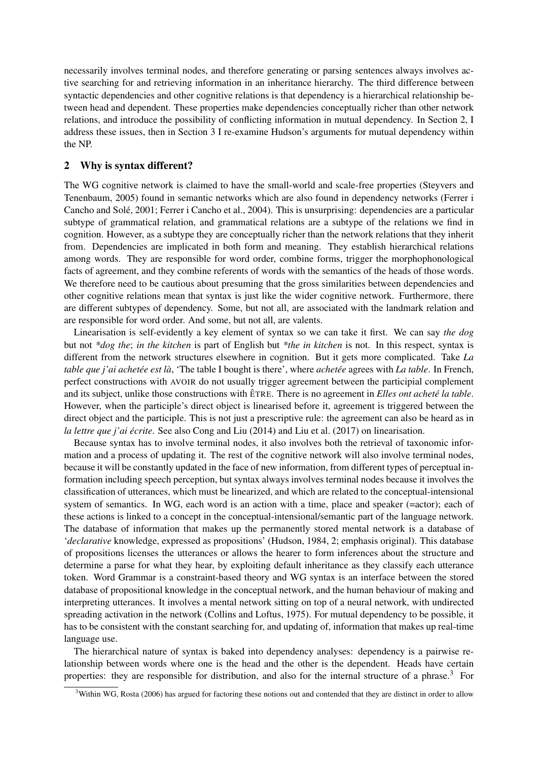necessarily involves terminal nodes, and therefore generating or parsing sentences always involves active searching for and retrieving information in an inheritance hierarchy. The third difference between syntactic dependencies and other cognitive relations is that dependency is a hierarchical relationship between head and dependent. These properties make dependencies conceptually richer than other network relations, and introduce the possibility of conflicting information in mutual dependency. In Section 2, I address these issues, then in Section 3 I re-examine Hudson's arguments for mutual dependency within the NP.

## 2 Why is syntax different?

The WG cognitive network is claimed to have the small-world and scale-free properties (Steyvers and Tenenbaum, 2005) found in semantic networks which are also found in dependency networks (Ferrer i Cancho and Solé, 2001; Ferrer i Cancho et al., 2004). This is unsurprising: dependencies are a particular subtype of grammatical relation, and grammatical relations are a subtype of the relations we find in cognition. However, as a subtype they are conceptually richer than the network relations that they inherit from. Dependencies are implicated in both form and meaning. They establish hierarchical relations among words. They are responsible for word order, combine forms, trigger the morphophonological facts of agreement, and they combine referents of words with the semantics of the heads of those words. We therefore need to be cautious about presuming that the gross similarities between dependencies and other cognitive relations mean that syntax is just like the wider cognitive network. Furthermore, there are different subtypes of dependency. Some, but not all, are associated with the landmark relation and are responsible for word order. And some, but not all, are valents.

Linearisation is self-evidently a key element of syntax so we can take it first. We can say *the dog* but not *\*dog the*; *in the kitchen* is part of English but *\*the in kitchen* is not. In this respect, syntax is different from the network structures elsewhere in cognition. But it gets more complicated. Take *La table que j'ai achetée est là*, 'The table I bought is there', where *achetée* agrees with *La table*. In French, perfect constructions with AVOIR do not usually trigger agreement between the participial complement and its subject, unlike those constructions with ÊTRE. There is no agreement in *Elles ont acheté la table*. However, when the participle's direct object is linearised before it, agreement is triggered between the direct object and the participle. This is not just a prescriptive rule: the agreement can also be heard as in *la lettre que j'ai écrite*. See also Cong and Liu (2014) and Liu et al. (2017) on linearisation.

Because syntax has to involve terminal nodes, it also involves both the retrieval of taxonomic information and a process of updating it. The rest of the cognitive network will also involve terminal nodes, because it will be constantly updated in the face of new information, from different types of perceptual information including speech perception, but syntax always involves terminal nodes because it involves the classification of utterances, which must be linearized, and which are related to the conceptual-intensional system of semantics. In WG, each word is an action with a time, place and speaker (=actor); each of these actions is linked to a concept in the conceptual-intensional/semantic part of the language network. The database of information that makes up the permanently stored mental network is a database of '*declarative* knowledge, expressed as propositions' (Hudson, 1984, 2; emphasis original). This database of propositions licenses the utterances or allows the hearer to form inferences about the structure and determine a parse for what they hear, by exploiting default inheritance as they classify each utterance token. Word Grammar is a constraint-based theory and WG syntax is an interface between the stored database of propositional knowledge in the conceptual network, and the human behaviour of making and interpreting utterances. It involves a mental network sitting on top of a neural network, with undirected spreading activation in the network (Collins and Loftus, 1975). For mutual dependency to be possible, it has to be consistent with the constant searching for, and updating of, information that makes up real-time language use.

The hierarchical nature of syntax is baked into dependency analyses: dependency is a pairwise relationship between words where one is the head and the other is the dependent. Heads have certain properties: they are responsible for distribution, and also for the internal structure of a phrase.[3] For

[3] Within WG, Rosta (2006) has argued for factoring these notions out and contended that they are distinct in order to allow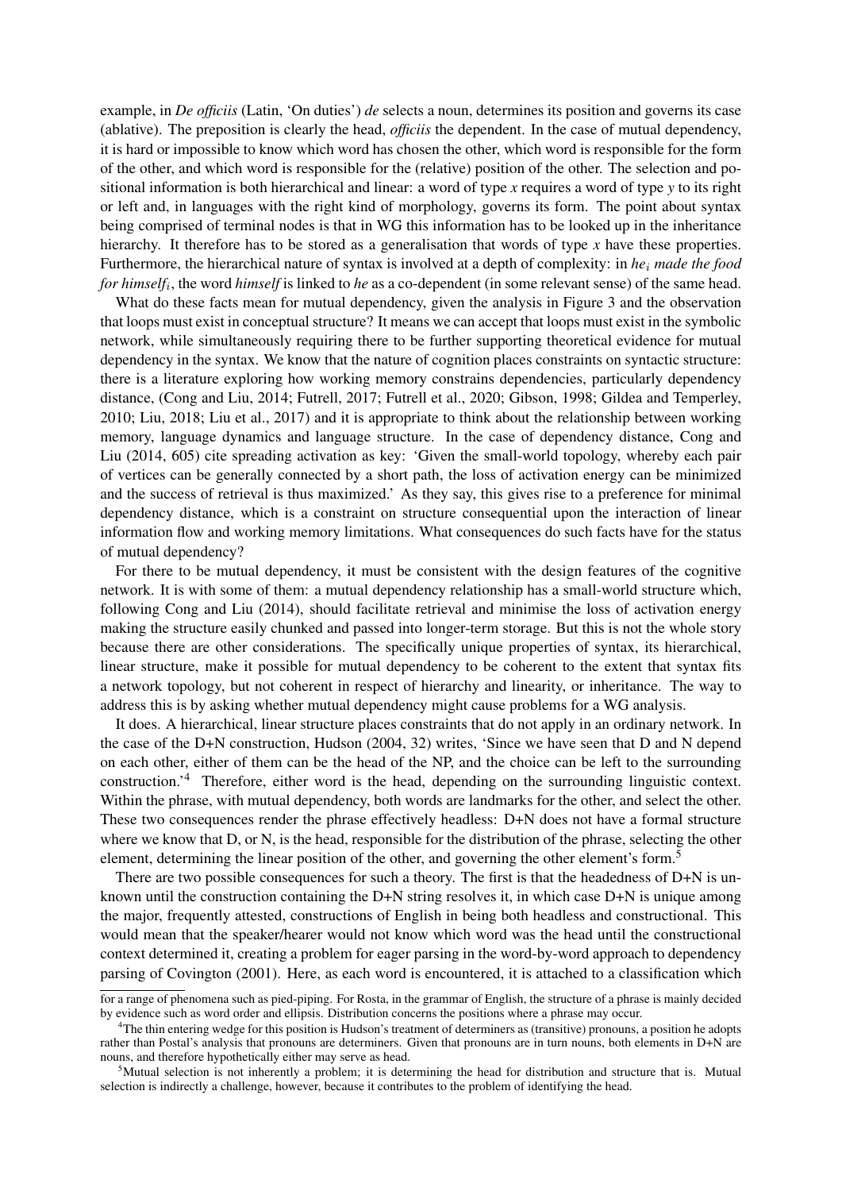example, in *De officiis* (Latin, 'On duties') *de* selects a noun, determines its position and governs its case (ablative). The preposition is clearly the head, *officiis* the dependent. In the case of mutual dependency, it is hard or impossible to know which word has chosen the other, which word is responsible for the form of the other, and which word is responsible for the (relative) position of the other. The selection and positional information is both hierarchical and linear: a word of type *x* requires a word of type *y* to its right or left and, in languages with the right kind of morphology, governs its form. The point about syntax being comprised of terminal nodes is that in WG this information has to be looked up in the inheritance hierarchy. It therefore has to be stored as a generalisation that words of type *x* have these properties. Furthermore, the hierarchical nature of syntax is involved at a depth of complexity: in *he*$_i$ *made the food for himself*$_i$, the word *himself* is linked to *he* as a co-dependent (in some relevant sense) of the same head.

What do these facts mean for mutual dependency, given the analysis in Figure 3 and the observation that loops must exist in conceptual structure? It means we can accept that loops must exist in the symbolic network, while simultaneously requiring there to be further supporting theoretical evidence for mutual dependency in the syntax. We know that the nature of cognition places constraints on syntactic structure: there is a literature exploring how working memory constrains dependencies, particularly dependency distance, (Cong and Liu, 2014; Futrell, 2017; Futrell et al., 2020; Gibson, 1998; Gildea and Temperley, 2010; Liu, 2018; Liu et al., 2017) and it is appropriate to think about the relationship between working memory, language dynamics and language structure. In the case of dependency distance, Cong and Liu (2014, 605) cite spreading activation as key: 'Given the small-world topology, whereby each pair of vertices can be generally connected by a short path, the loss of activation energy can be minimized and the success of retrieval is thus maximized.' As they say, this gives rise to a preference for minimal dependency distance, which is a constraint on structure consequential upon the interaction of linear information flow and working memory limitations. What consequences do such facts have for the status of mutual dependency?

For there to be mutual dependency, it must be consistent with the design features of the cognitive network. It is with some of them: a mutual dependency relationship has a small-world structure which, following Cong and Liu (2014), should facilitate retrieval and minimise the loss of activation energy making the structure easily chunked and passed into longer-term storage. But this is not the whole story because there are other considerations. The specifically unique properties of syntax, its hierarchical, linear structure, make it possible for mutual dependency to be coherent to the extent that syntax fits a network topology, but not coherent in respect of hierarchy and linearity, or inheritance. The way to address this is by asking whether mutual dependency might cause problems for a WG analysis.

It does. A hierarchical, linear structure places constraints that do not apply in an ordinary network. In the case of the D+N construction, Hudson (2004, 32) writes, 'Since we have seen that D and N depend on each other, either of them can be the head of the NP, and the choice can be left to the surrounding construction.'[4] Therefore, either word is the head, depending on the surrounding linguistic context. Within the phrase, with mutual dependency, both words are landmarks for the other, and select the other. These two consequences render the phrase effectively headless: D+N does not have a formal structure where we know that D, or N, is the head, responsible for the distribution of the phrase, selecting the other element, determining the linear position of the other, and governing the other element's form.[5]

There are two possible consequences for such a theory. The first is that the headedness of D+N is unknown until the construction containing the D+N string resolves it, in which case D+N is unique among the major, frequently attested, constructions of English in being both headless and constructional. This would mean that the speaker/hearer would not know which word was the head until the constructional context determined it, creating a problem for eager parsing in the word-by-word approach to dependency parsing of Covington (2001). Here, as each word is encountered, it is attached to a classification which

---

for a range of phenomena such as pied-piping. For Rosta, in the grammar of English, the structure of a phrase is mainly decided by evidence such as word order and ellipsis. Distribution concerns the positions where a phrase may occur.

[4] The thin entering wedge for this position is Hudson's treatment of determiners as (transitive) pronouns, a position he adopts rather than Postal's analysis that pronouns are determiners. Given that pronouns are in turn nouns, both elements in D+N are nouns, and therefore hypothetically either may serve as head.

[5] Mutual selection is not inherently a problem; it is determining the head for distribution and structure that is. Mutual selection is indirectly a challenge, however, because it contributes to the problem of identifying the head.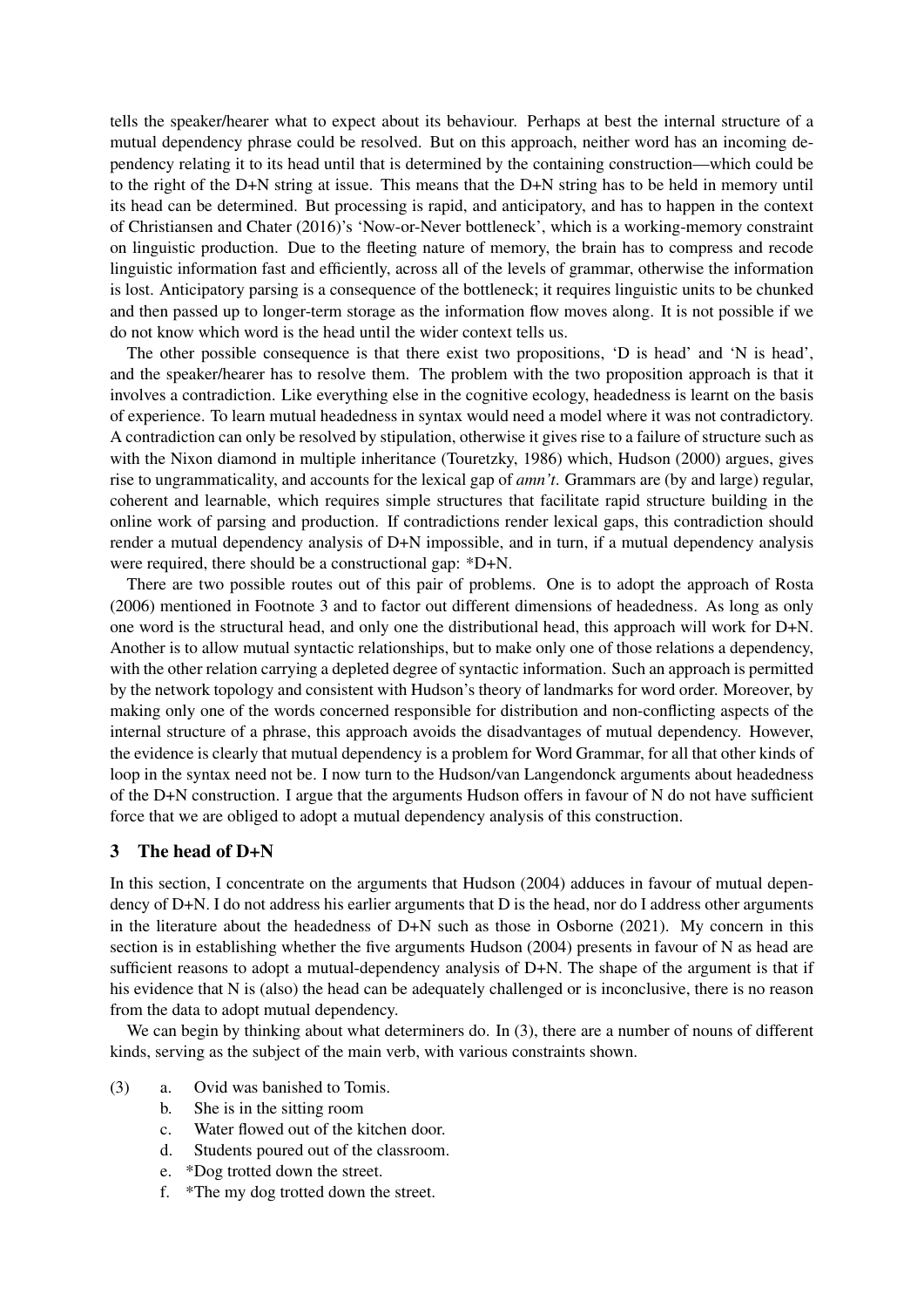tells the speaker/hearer what to expect about its behaviour. Perhaps at best the internal structure of a mutual dependency phrase could be resolved. But on this approach, neither word has an incoming dependency relating it to its head until that is determined by the containing construction—which could be to the right of the D+N string at issue. This means that the D+N string has to be held in memory until its head can be determined. But processing is rapid, and anticipatory, and has to happen in the context of Christiansen and Chater (2016)'s 'Now-or-Never bottleneck', which is a working-memory constraint on linguistic production. Due to the fleeting nature of memory, the brain has to compress and recode linguistic information fast and efficiently, across all of the levels of grammar, otherwise the information is lost. Anticipatory parsing is a consequence of the bottleneck; it requires linguistic units to be chunked and then passed up to longer-term storage as the information flow moves along. It is not possible if we do not know which word is the head until the wider context tells us.

The other possible consequence is that there exist two propositions, 'D is head' and 'N is head', and the speaker/hearer has to resolve them. The problem with the two proposition approach is that it involves a contradiction. Like everything else in the cognitive ecology, headedness is learnt on the basis of experience. To learn mutual headedness in syntax would need a model where it was not contradictory. A contradiction can only be resolved by stipulation, otherwise it gives rise to a failure of structure such as with the Nixon diamond in multiple inheritance (Touretzky, 1986) which, Hudson (2000) argues, gives rise to ungrammaticality, and accounts for the lexical gap of *amn't*. Grammars are (by and large) regular, coherent and learnable, which requires simple structures that facilitate rapid structure building in the online work of parsing and production. If contradictions render lexical gaps, this contradiction should render a mutual dependency analysis of D+N impossible, and in turn, if a mutual dependency analysis were required, there should be a constructional gap: *D+N.

There are two possible routes out of this pair of problems. One is to adopt the approach of Rosta (2006) mentioned in Footnote 3 and to factor out different dimensions of headedness. As long as only one word is the structural head, and only one the distributional head, this approach will work for D+N. Another is to allow mutual syntactic relationships, but to make only one of those relations a dependency, with the other relation carrying a depleted degree of syntactic information. Such an approach is permitted by the network topology and consistent with Hudson's theory of landmarks for word order. Moreover, by making only one of the words concerned responsible for distribution and non-conflicting aspects of the internal structure of a phrase, this approach avoids the disadvantages of mutual dependency. However, the evidence is clearly that mutual dependency is a problem for Word Grammar, for all that other kinds of loop in the syntax need not be. I now turn to the Hudson/van Langendonck arguments about headedness of the D+N construction. I argue that the arguments Hudson offers in favour of N do not have sufficient force that we are obliged to adopt a mutual dependency analysis of this construction.

## 3 The head of D+N

In this section, I concentrate on the arguments that Hudson (2004) adduces in favour of mutual dependency of D+N. I do not address his earlier arguments that D is the head, nor do I address other arguments in the literature about the headedness of D+N such as those in Osborne (2021). My concern in this section is in establishing whether the five arguments Hudson (2004) presents in favour of N as head are sufficient reasons to adopt a mutual-dependency analysis of D+N. The shape of the argument is that if his evidence that N is (also) the head can be adequately challenged or is inconclusive, there is no reason from the data to adopt mutual dependency.

We can begin by thinking about what determiners do. In (3), there are a number of nouns of different kinds, serving as the subject of the main verb, with various constraints shown.

(3)
 a. Ovid was banished to Tomis.
 b. She is in the sitting room
 c. Water flowed out of the kitchen door.
 d. Students poured out of the classroom.
 e. *Dog trotted down the street.
 f. *The my dog trotted down the street.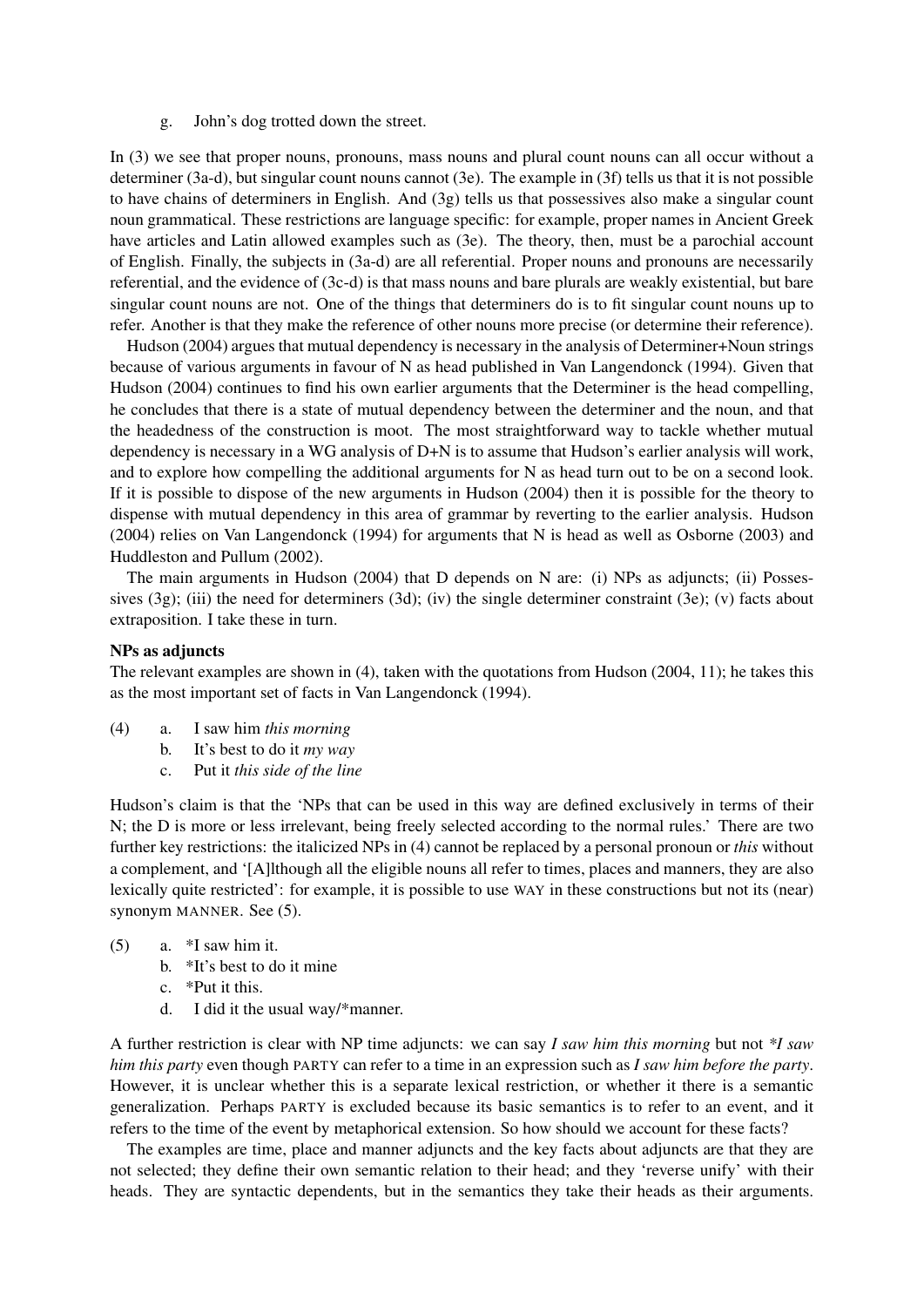g. John's dog trotted down the street.

In (3) we see that proper nouns, pronouns, mass nouns and plural count nouns can all occur without a determiner (3a-d), but singular count nouns cannot (3e). The example in (3f) tells us that it is not possible to have chains of determiners in English. And (3g) tells us that possessives also make a singular count noun grammatical. These restrictions are language specific: for example, proper names in Ancient Greek have articles and Latin allowed examples such as (3e). The theory, then, must be a parochial account of English. Finally, the subjects in (3a-d) are all referential. Proper nouns and pronouns are necessarily referential, and the evidence of (3c-d) is that mass nouns and bare plurals are weakly existential, but bare singular count nouns are not. One of the things that determiners do is to fit singular count nouns up to refer. Another is that they make the reference of other nouns more precise (or determine their reference).

Hudson (2004) argues that mutual dependency is necessary in the analysis of Determiner+Noun strings because of various arguments in favour of N as head published in Van Langendonck (1994). Given that Hudson (2004) continues to find his own earlier arguments that the Determiner is the head compelling, he concludes that there is a state of mutual dependency between the determiner and the noun, and that the headedness of the construction is moot. The most straightforward way to tackle whether mutual dependency is necessary in a WG analysis of D+N is to assume that Hudson's earlier analysis will work, and to explore how compelling the additional arguments for N as head turn out to be on a second look. If it is possible to dispose of the new arguments in Hudson (2004) then it is possible for the theory to dispense with mutual dependency in this area of grammar by reverting to the earlier analysis. Hudson (2004) relies on Van Langendonck (1994) for arguments that N is head as well as Osborne (2003) and Huddleston and Pullum (2002).

The main arguments in Hudson (2004) that D depends on N are: (i) NPs as adjuncts; (ii) Possessives (3g); (iii) the need for determiners (3d); (iv) the single determiner constraint (3e); (v) facts about extraposition. I take these in turn.

**NPs as adjuncts**

The relevant examples are shown in (4), taken with the quotations from Hudson (2004, 11); he takes this as the most important set of facts in Van Langendonck (1994).

(4) a. I saw him *this morning*
 b. It's best to do it *my way*
 c. Put it *this side of the line*

Hudson's claim is that the 'NPs that can be used in this way are defined exclusively in terms of their N; the D is more or less irrelevant, being freely selected according to the normal rules.' There are two further key restrictions: the italicized NPs in (4) cannot be replaced by a personal pronoun or *this* without a complement, and '[A]lthough all the eligible nouns all refer to times, places and manners, they are also lexically quite restricted': for example, it is possible to use WAY in these constructions but not its (near) synonym MANNER. See (5).

(5) a. *I saw him it.
 b. *It's best to do it mine
 c. *Put it this.
 d. I did it the usual way/*manner.

A further restriction is clear with NP time adjuncts: we can say *I saw him this morning* but not *\*I saw him this party* even though PARTY can refer to a time in an expression such as *I saw him before the party*. However, it is unclear whether this is a separate lexical restriction, or whether it there is a semantic generalization. Perhaps PARTY is excluded because its basic semantics is to refer to an event, and it refers to the time of the event by metaphorical extension. So how should we account for these facts?

The examples are time, place and manner adjuncts and the key facts about adjuncts are that they are not selected; they define their own semantic relation to their head; and they 'reverse unify' with their heads. They are syntactic dependents, but in the semantics they take their heads as their arguments.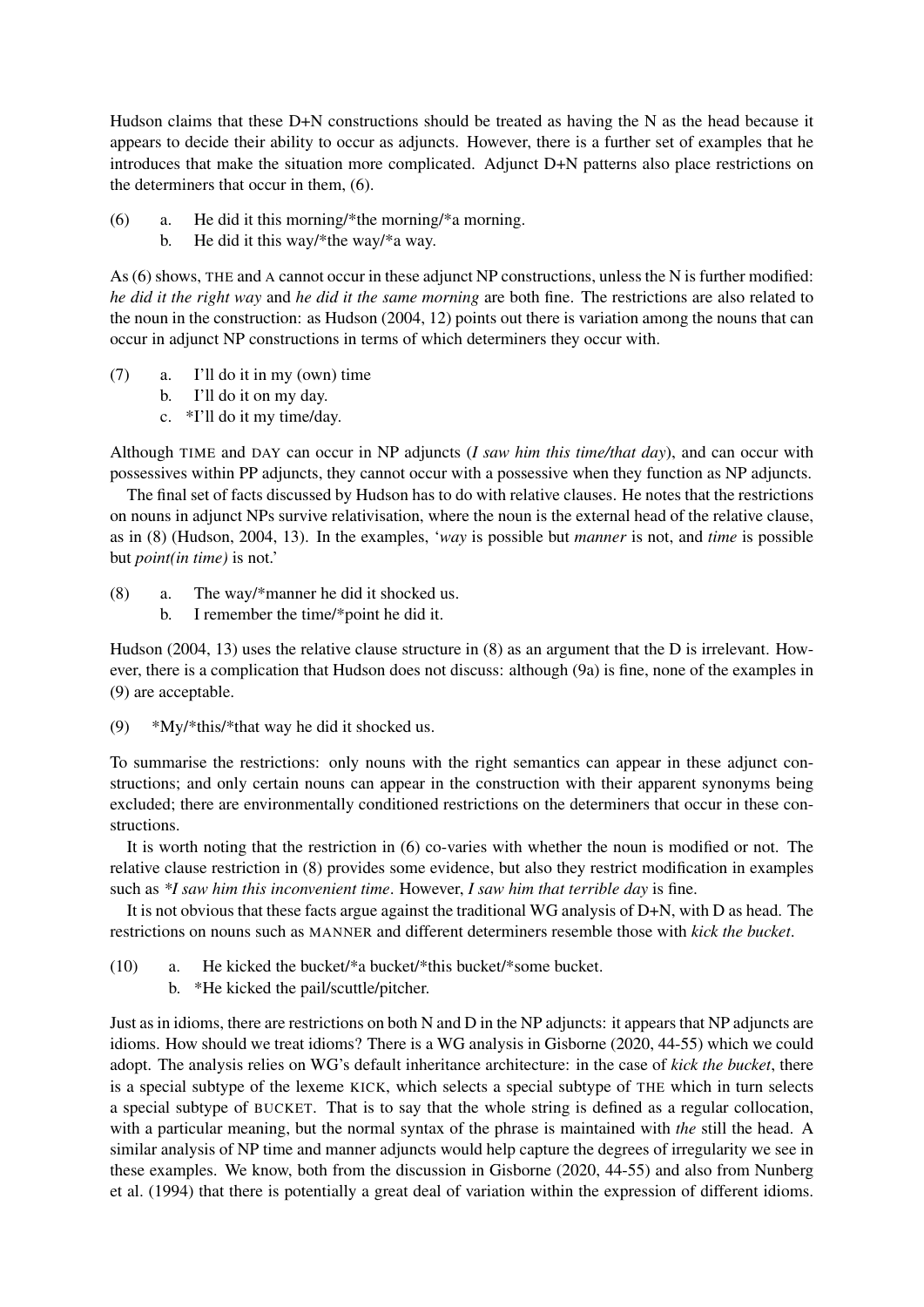Hudson claims that these D+N constructions should be treated as having the N as the head because it appears to decide their ability to occur as adjuncts. However, there is a further set of examples that he introduces that make the situation more complicated. Adjunct D+N patterns also place restrictions on the determiners that occur in them, (6).

(6) a. He did it this morning/*the morning/*a morning.
 b. He did it this way/*the way/*a way.

As (6) shows, THE and A cannot occur in these adjunct NP constructions, unless the N is further modified: *he did it the right way* and *he did it the same morning* are both fine. The restrictions are also related to the noun in the construction: as Hudson (2004, 12) points out there is variation among the nouns that can occur in adjunct NP constructions in terms of which determiners they occur with.

(7) a. I'll do it in my (own) time
 b. I'll do it on my day.
 c. *I'll do it my time/day.

Although TIME and DAY can occur in NP adjuncts (*I saw him this time/that day*), and can occur with possessives within PP adjuncts, they cannot occur with a possessive when they function as NP adjuncts.

The final set of facts discussed by Hudson has to do with relative clauses. He notes that the restrictions on nouns in adjunct NPs survive relativisation, where the noun is the external head of the relative clause, as in (8) (Hudson, 2004, 13). In the examples, '*way* is possible but *manner* is not, and *time* is possible but *point(in time)* is not.'

(8) a. The way/*manner he did it shocked us.
 b. I remember the time/*point he did it.

Hudson (2004, 13) uses the relative clause structure in (8) as an argument that the D is irrelevant. However, there is a complication that Hudson does not discuss: although (9a) is fine, none of the examples in (9) are acceptable.

(9) *My/*this/*that way he did it shocked us.

To summarise the restrictions: only nouns with the right semantics can appear in these adjunct constructions; and only certain nouns can appear in the construction with their apparent synonyms being excluded; there are environmentally conditioned restrictions on the determiners that occur in these constructions.

It is worth noting that the restriction in (6) co-varies with whether the noun is modified or not. The relative clause restriction in (8) provides some evidence, but also they restrict modification in examples such as *\*I saw him this inconvenient time*. However, *I saw him that terrible day* is fine.

It is not obvious that these facts argue against the traditional WG analysis of D+N, with D as head. The restrictions on nouns such as MANNER and different determiners resemble those with *kick the bucket*.

(10) a. He kicked the bucket/*a bucket/*this bucket/*some bucket.
 b. *He kicked the pail/scuttle/pitcher.

Just as in idioms, there are restrictions on both N and D in the NP adjuncts: it appears that NP adjuncts are idioms. How should we treat idioms? There is a WG analysis in Gisborne (2020, 44-55) which we could adopt. The analysis relies on WG's default inheritance architecture: in the case of *kick the bucket*, there is a special subtype of the lexeme KICK, which selects a special subtype of THE which in turn selects a special subtype of BUCKET. That is to say that the whole string is defined as a regular collocation, with a particular meaning, but the normal syntax of the phrase is maintained with *the* still the head. A similar analysis of NP time and manner adjuncts would help capture the degrees of irregularity we see in these examples. We know, both from the discussion in Gisborne (2020, 44-55) and also from Nunberg et al. (1994) that there is potentially a great deal of variation within the expression of different idioms.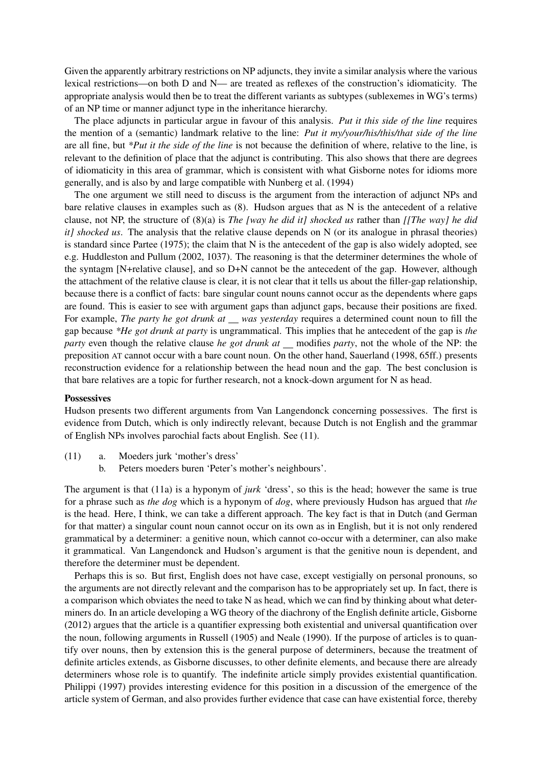Given the apparently arbitrary restrictions on NP adjuncts, they invite a similar analysis where the various lexical restrictions—on both D and N— are treated as reflexes of the construction's idiomaticity. The appropriate analysis would then be to treat the different variants as subtypes (sublexemes in WG's terms) of an NP time or manner adjunct type in the inheritance hierarchy.

The place adjuncts in particular argue in favour of this analysis. *Put it this side of the line* requires the mention of a (semantic) landmark relative to the line: *Put it my/your/his/this/that side of the line* are all fine, but *\*Put it the side of the line* is not because the definition of where, relative to the line, is relevant to the definition of place that the adjunct is contributing. This also shows that there are degrees of idiomaticity in this area of grammar, which is consistent with what Gisborne notes for idioms more generally, and is also by and large compatible with Nunberg et al. (1994)

The one argument we still need to discuss is the argument from the interaction of adjunct NPs and bare relative clauses in examples such as (8). Hudson argues that as N is the antecedent of a relative clause, not NP, the structure of (8)(a) is *The [way he did it] shocked us* rather than *[[The way] he did it] shocked us*. The analysis that the relative clause depends on N (or its analogue in phrasal theories) is standard since Partee (1975); the claim that N is the antecedent of the gap is also widely adopted, see e.g. Huddleston and Pullum (2002, 1037). The reasoning is that the determiner determines the whole of the syntagm [N+relative clause], and so D+N cannot be the antecedent of the gap. However, although the attachment of the relative clause is clear, it is not clear that it tells us about the filler-gap relationship, because there is a conflict of facts: bare singular count nouns cannot occur as the dependents where gaps are found. This is easier to see with argument gaps than adjunct gaps, because their positions are fixed. For example, *The party he got drunk at \_\_ was yesterday* requires a determined count noun to fill the gap because *\*He got drunk at party* is ungrammatical. This implies that he antecedent of the gap is *the party* even though the relative clause *he got drunk at \_\_* modifies *party*, not the whole of the NP: the preposition AT cannot occur with a bare count noun. On the other hand, Sauerland (1998, 65ff.) presents reconstruction evidence for a relationship between the head noun and the gap. The best conclusion is that bare relatives are a topic for further research, not a knock-down argument for N as head.

**Possessives**

Hudson presents two different arguments from Van Langendonck concerning possessives. The first is evidence from Dutch, which is only indirectly relevant, because Dutch is not English and the grammar of English NPs involves parochial facts about English. See (11).

(11) a. Moeders jurk 'mother's dress'
  b. Peters moeders buren 'Peter's mother's neighbours'.

The argument is that (11a) is a hyponym of *jurk* 'dress', so this is the head; however the same is true for a phrase such as *the dog* which is a hyponym of *dog*, where previously Hudson has argued that *the* is the head. Here, I think, we can take a different approach. The key fact is that in Dutch (and German for that matter) a singular count noun cannot occur on its own as in English, but it is not only rendered grammatical by a determiner: a genitive noun, which cannot co-occur with a determiner, can also make it grammatical. Van Langendonck and Hudson's argument is that the genitive noun is dependent, and therefore the determiner must be dependent.

Perhaps this is so. But first, English does not have case, except vestigially on personal pronouns, so the arguments are not directly relevant and the comparison has to be appropriately set up. In fact, there is a comparison which obviates the need to take N as head, which we can find by thinking about what determiners do. In an article developing a WG theory of the diachrony of the English definite article, Gisborne (2012) argues that the article is a quantifier expressing both existential and universal quantification over the noun, following arguments in Russell (1905) and Neale (1990). If the purpose of articles is to quantify over nouns, then by extension this is the general purpose of determiners, because the treatment of definite articles extends, as Gisborne discusses, to other definite elements, and because there are already determiners whose role is to quantify. The indefinite article simply provides existential quantification. Philippi (1997) provides interesting evidence for this position in a discussion of the emergence of the article system of German, and also provides further evidence that case can have existential force, thereby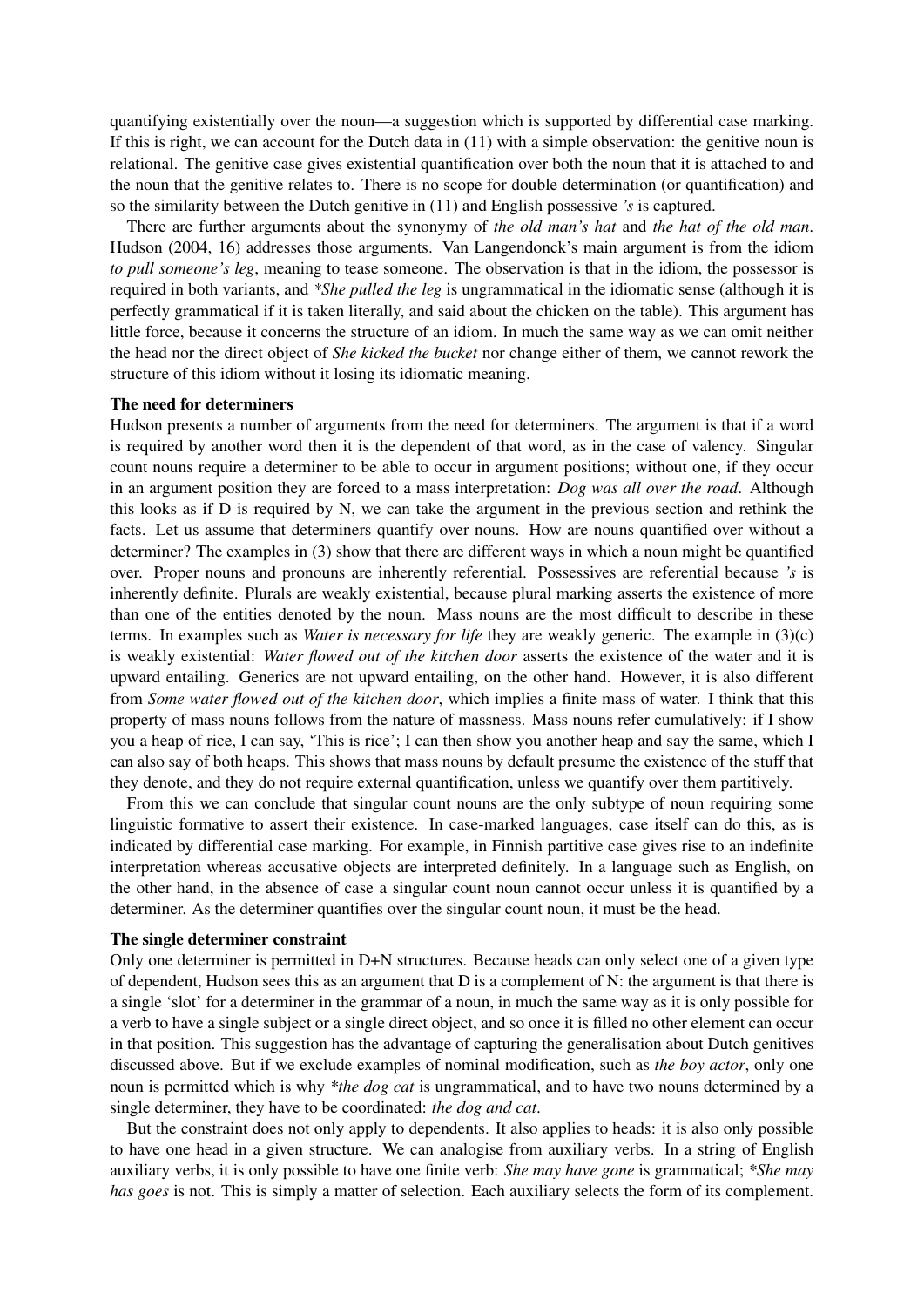quantifying existentially over the noun—a suggestion which is supported by differential case marking. If this is right, we can account for the Dutch data in (11) with a simple observation: the genitive noun is relational. The genitive case gives existential quantification over both the noun that it is attached to and the noun that the genitive relates to. There is no scope for double determination (or quantification) and so the similarity between the Dutch genitive in (11) and English possessive *'s* is captured.

There are further arguments about the synonymy of *the old man's hat* and *the hat of the old man*. Hudson (2004, 16) addresses those arguments. Van Langendonck's main argument is from the idiom *to pull someone's leg*, meaning to tease someone. The observation is that in the idiom, the possessor is required in both variants, and *\*She pulled the leg* is ungrammatical in the idiomatic sense (although it is perfectly grammatical if it is taken literally, and said about the chicken on the table). This argument has little force, because it concerns the structure of an idiom. In much the same way as we can omit neither the head nor the direct object of *She kicked the bucket* nor change either of them, we cannot rework the structure of this idiom without it losing its idiomatic meaning.

**The need for determiners**

Hudson presents a number of arguments from the need for determiners. The argument is that if a word is required by another word then it is the dependent of that word, as in the case of valency. Singular count nouns require a determiner to be able to occur in argument positions; without one, if they occur in an argument position they are forced to a mass interpretation: *Dog was all over the road*. Although this looks as if D is required by N, we can take the argument in the previous section and rethink the facts. Let us assume that determiners quantify over nouns. How are nouns quantified over without a determiner? The examples in (3) show that there are different ways in which a noun might be quantified over. Proper nouns and pronouns are inherently referential. Possessives are referential because *'s* is inherently definite. Plurals are weakly existential, because plural marking asserts the existence of more than one of the entities denoted by the noun. Mass nouns are the most difficult to describe in these terms. In examples such as *Water is necessary for life* they are weakly generic. The example in (3)(c) is weakly existential: *Water flowed out of the kitchen door* asserts the existence of the water and it is upward entailing. Generics are not upward entailing, on the other hand. However, it is also different from *Some water flowed out of the kitchen door*, which implies a finite mass of water. I think that this property of mass nouns follows from the nature of massness. Mass nouns refer cumulatively: if I show you a heap of rice, I can say, 'This is rice'; I can then show you another heap and say the same, which I can also say of both heaps. This shows that mass nouns by default presume the existence of the stuff that they denote, and they do not require external quantification, unless we quantify over them partitively.

From this we can conclude that singular count nouns are the only subtype of noun requiring some linguistic formative to assert their existence. In case-marked languages, case itself can do this, as is indicated by differential case marking. For example, in Finnish partitive case gives rise to an indefinite interpretation whereas accusative objects are interpreted definitely. In a language such as English, on the other hand, in the absence of case a singular count noun cannot occur unless it is quantified by a determiner. As the determiner quantifies over the singular count noun, it must be the head.

**The single determiner constraint**

Only one determiner is permitted in D+N structures. Because heads can only select one of a given type of dependent, Hudson sees this as an argument that D is a complement of N: the argument is that there is a single 'slot' for a determiner in the grammar of a noun, in much the same way as it is only possible for a verb to have a single subject or a single direct object, and so once it is filled no other element can occur in that position. This suggestion has the advantage of capturing the generalisation about Dutch genitives discussed above. But if we exclude examples of nominal modification, such as *the boy actor*, only one noun is permitted which is why *\*the dog cat* is ungrammatical, and to have two nouns determined by a single determiner, they have to be coordinated: *the dog and cat*.

But the constraint does not only apply to dependents. It also applies to heads: it is also only possible to have one head in a given structure. We can analogise from auxiliary verbs. In a string of English auxiliary verbs, it is only possible to have one finite verb: *She may have gone* is grammatical; *\*She may has goes* is not. This is simply a matter of selection. Each auxiliary selects the form of its complement.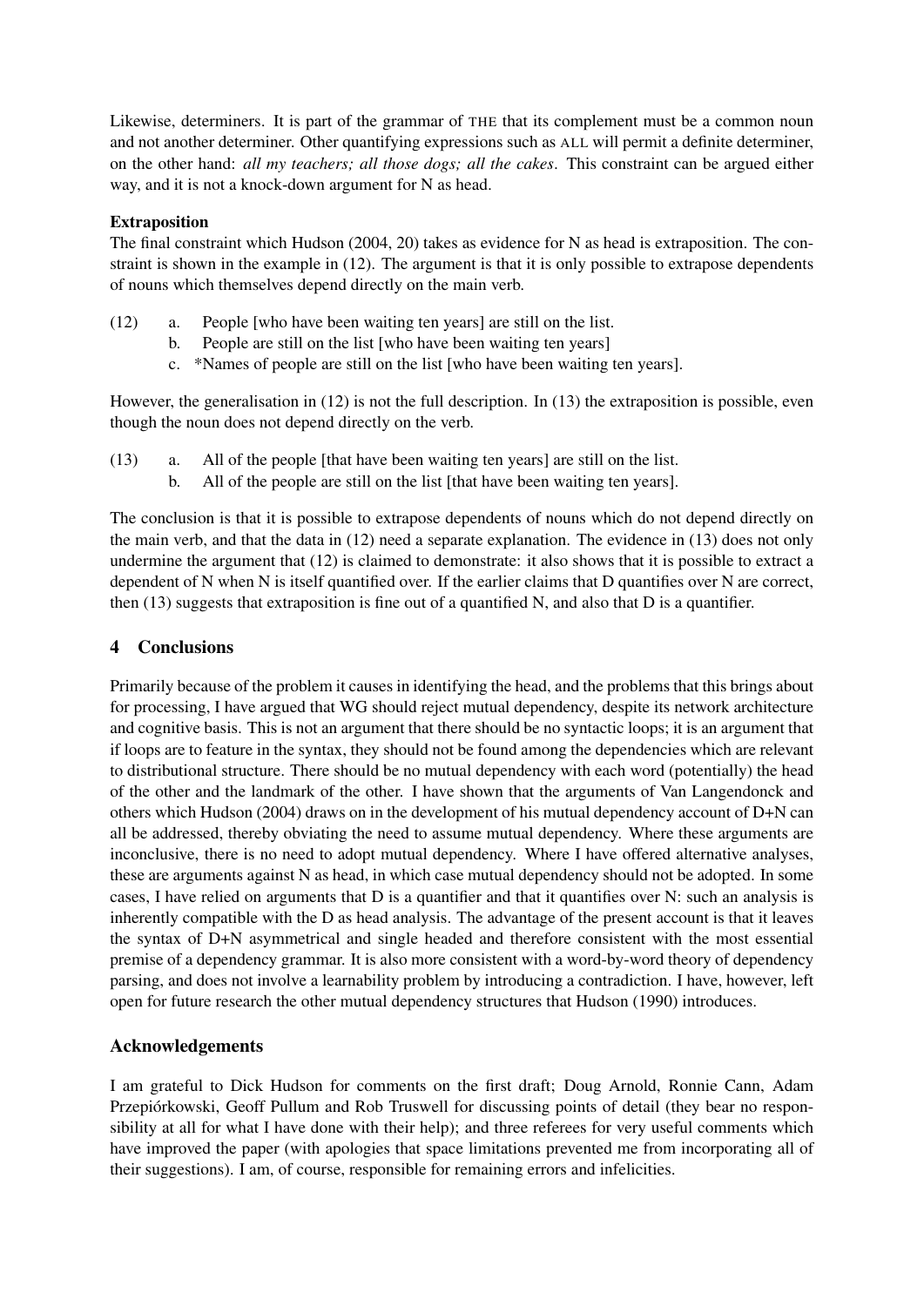Likewise, determiners. It is part of the grammar of THE that its complement must be a common noun and not another determiner. Other quantifying expressions such as ALL will permit a definite determiner, on the other hand: *all my teachers; all those dogs; all the cakes*. This constraint can be argued either way, and it is not a knock-down argument for N as head.

**Extraposition**

The final constraint which Hudson (2004, 20) takes as evidence for N as head is extraposition. The constraint is shown in the example in (12). The argument is that it is only possible to extrapose dependents of nouns which themselves depend directly on the main verb.

(12) a. People [who have been waiting ten years] are still on the list.
  b. People are still on the list [who have been waiting ten years]
  c. *Names of people are still on the list [who have been waiting ten years].

However, the generalisation in (12) is not the full description. In (13) the extraposition is possible, even though the noun does not depend directly on the verb.

(13) a. All of the people [that have been waiting ten years] are still on the list.
  b. All of the people are still on the list [that have been waiting ten years].

The conclusion is that it is possible to extrapose dependents of nouns which do not depend directly on the main verb, and that the data in (12) need a separate explanation. The evidence in (13) does not only undermine the argument that (12) is claimed to demonstrate: it also shows that it is possible to extract a dependent of N when N is itself quantified over. If the earlier claims that D quantifies over N are correct, then (13) suggests that extraposition is fine out of a quantified N, and also that D is a quantifier.

## 4 Conclusions

Primarily because of the problem it causes in identifying the head, and the problems that this brings about for processing, I have argued that WG should reject mutual dependency, despite its network architecture and cognitive basis. This is not an argument that there should be no syntactic loops; it is an argument that if loops are to feature in the syntax, they should not be found among the dependencies which are relevant to distributional structure. There should be no mutual dependency with each word (potentially) the head of the other and the landmark of the other. I have shown that the arguments of Van Langendonck and others which Hudson (2004) draws on in the development of his mutual dependency account of D+N can all be addressed, thereby obviating the need to assume mutual dependency. Where these arguments are inconclusive, there is no need to adopt mutual dependency. Where I have offered alternative analyses, these are arguments against N as head, in which case mutual dependency should not be adopted. In some cases, I have relied on arguments that D is a quantifier and that it quantifies over N: such an analysis is inherently compatible with the D as head analysis. The advantage of the present account is that it leaves the syntax of D+N asymmetrical and single headed and therefore consistent with the most essential premise of a dependency grammar. It is also more consistent with a word-by-word theory of dependency parsing, and does not involve a learnability problem by introducing a contradiction. I have, however, left open for future research the other mutual dependency structures that Hudson (1990) introduces.

## Acknowledgements

I am grateful to Dick Hudson for comments on the first draft; Doug Arnold, Ronnie Cann, Adam Przepiórkowski, Geoff Pullum and Rob Truswell for discussing points of detail (they bear no responsibility at all for what I have done with their help); and three referees for very useful comments which have improved the paper (with apologies that space limitations prevented me from incorporating all of their suggestions). I am, of course, responsible for remaining errors and infelicities.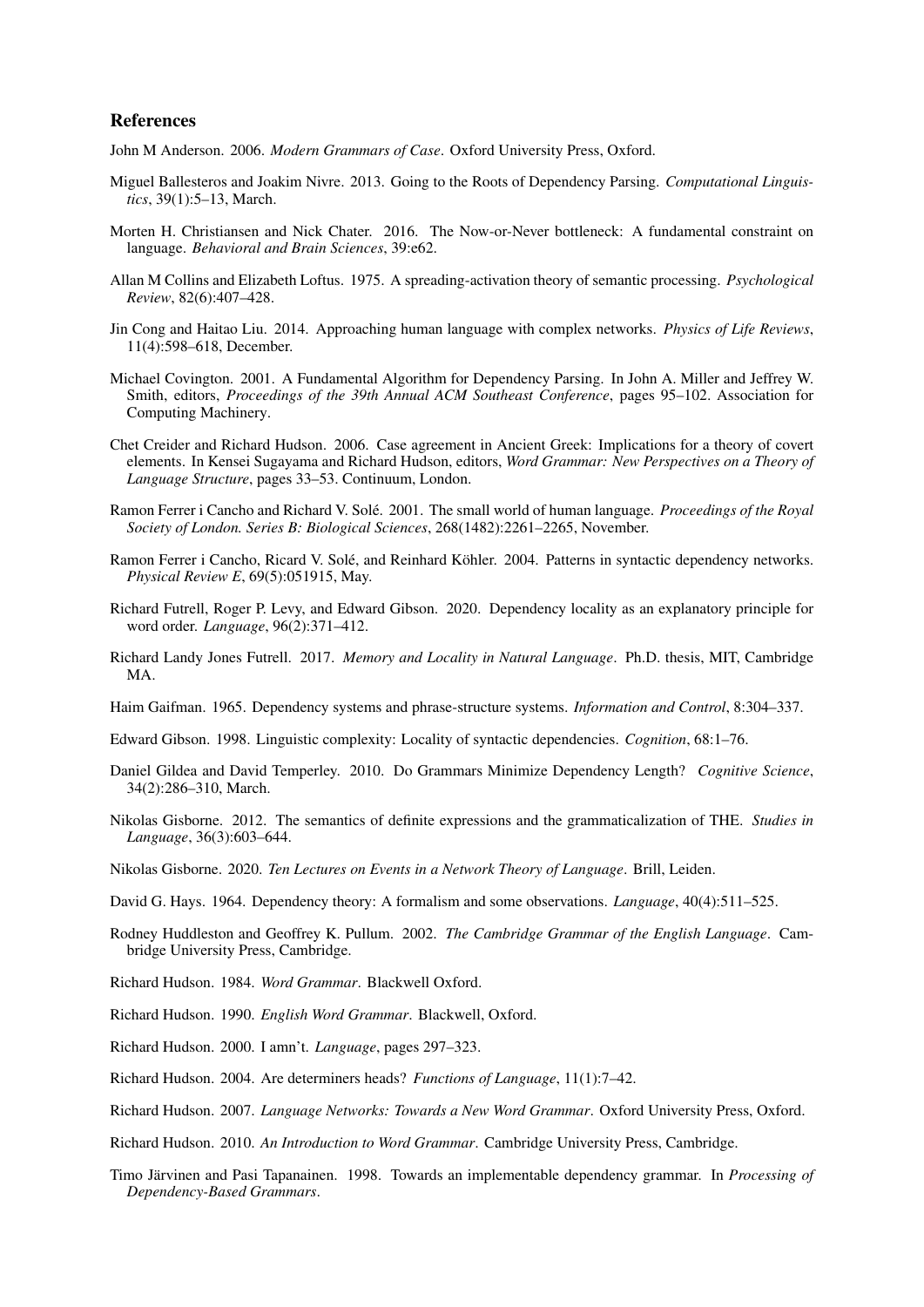## References

John M Anderson. 2006. *Modern Grammars of Case*. Oxford University Press, Oxford.

Miguel Ballesteros and Joakim Nivre. 2013. Going to the Roots of Dependency Parsing. *Computational Linguistics*, 39(1):5–13, March.

Morten H. Christiansen and Nick Chater. 2016. The Now-or-Never bottleneck: A fundamental constraint on language. *Behavioral and Brain Sciences*, 39:e62.

Allan M Collins and Elizabeth Loftus. 1975. A spreading-activation theory of semantic processing. *Psychological Review*, 82(6):407–428.

Jin Cong and Haitao Liu. 2014. Approaching human language with complex networks. *Physics of Life Reviews*, 11(4):598–618, December.

Michael Covington. 2001. A Fundamental Algorithm for Dependency Parsing. In John A. Miller and Jeffrey W. Smith, editors, *Proceedings of the 39th Annual ACM Southeast Conference*, pages 95–102. Association for Computing Machinery.

Chet Creider and Richard Hudson. 2006. Case agreement in Ancient Greek: Implications for a theory of covert elements. In Kensei Sugayama and Richard Hudson, editors, *Word Grammar: New Perspectives on a Theory of Language Structure*, pages 33–53. Continuum, London.

Ramon Ferrer i Cancho and Richard V. Solé. 2001. The small world of human language. *Proceedings of the Royal Society of London. Series B: Biological Sciences*, 268(1482):2261–2265, November.

Ramon Ferrer i Cancho, Ricard V. Solé, and Reinhard Köhler. 2004. Patterns in syntactic dependency networks. *Physical Review E*, 69(5):051915, May.

Richard Futrell, Roger P. Levy, and Edward Gibson. 2020. Dependency locality as an explanatory principle for word order. *Language*, 96(2):371–412.

Richard Landy Jones Futrell. 2017. *Memory and Locality in Natural Language*. Ph.D. thesis, MIT, Cambridge MA.

Haim Gaifman. 1965. Dependency systems and phrase-structure systems. *Information and Control*, 8:304–337.

Edward Gibson. 1998. Linguistic complexity: Locality of syntactic dependencies. *Cognition*, 68:1–76.

Daniel Gildea and David Temperley. 2010. Do Grammars Minimize Dependency Length? *Cognitive Science*, 34(2):286–310, March.

Nikolas Gisborne. 2012. The semantics of definite expressions and the grammaticalization of THE. *Studies in Language*, 36(3):603–644.

Nikolas Gisborne. 2020. *Ten Lectures on Events in a Network Theory of Language*. Brill, Leiden.

David G. Hays. 1964. Dependency theory: A formalism and some observations. *Language*, 40(4):511–525.

Rodney Huddleston and Geoffrey K. Pullum. 2002. *The Cambridge Grammar of the English Language*. Cambridge University Press, Cambridge.

Richard Hudson. 1984. *Word Grammar*. Blackwell Oxford.

Richard Hudson. 1990. *English Word Grammar*. Blackwell, Oxford.

Richard Hudson. 2000. I amn't. *Language*, pages 297–323.

Richard Hudson. 2004. Are determiners heads? *Functions of Language*, 11(1):7–42.

Richard Hudson. 2007. *Language Networks: Towards a New Word Grammar*. Oxford University Press, Oxford.

Richard Hudson. 2010. *An Introduction to Word Grammar*. Cambridge University Press, Cambridge.

Timo Järvinen and Pasi Tapanainen. 1998. Towards an implementable dependency grammar. In *Processing of Dependency-Based Grammars*.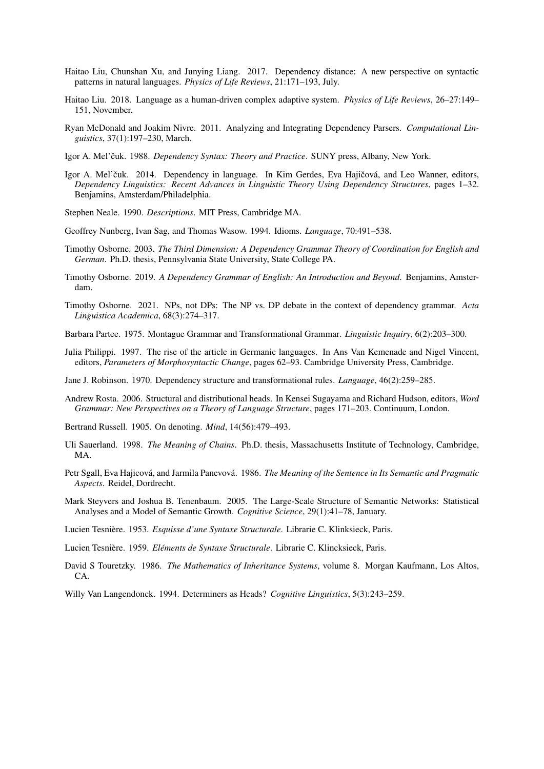Haitao Liu, Chunshan Xu, and Junying Liang. 2017. Dependency distance: A new perspective on syntactic patterns in natural languages. *Physics of Life Reviews*, 21:171–193, July.

Haitao Liu. 2018. Language as a human-driven complex adaptive system. *Physics of Life Reviews*, 26–27:149–151, November.

Ryan McDonald and Joakim Nivre. 2011. Analyzing and Integrating Dependency Parsers. *Computational Linguistics*, 37(1):197–230, March.

Igor A. Mel'čuk. 1988. *Dependency Syntax: Theory and Practice*. SUNY press, Albany, New York.

Igor A. Mel'čuk. 2014. Dependency in language. In Kim Gerdes, Eva Hajičová, and Leo Wanner, editors, *Dependency Linguistics: Recent Advances in Linguistic Theory Using Dependency Structures*, pages 1–32. Benjamins, Amsterdam/Philadelphia.

Stephen Neale. 1990. *Descriptions*. MIT Press, Cambridge MA.

Geoffrey Nunberg, Ivan Sag, and Thomas Wasow. 1994. Idioms. *Language*, 70:491–538.

Timothy Osborne. 2003. *The Third Dimension: A Dependency Grammar Theory of Coordination for English and German*. Ph.D. thesis, Pennsylvania State University, State College PA.

Timothy Osborne. 2019. *A Dependency Grammar of English: An Introduction and Beyond*. Benjamins, Amsterdam.

Timothy Osborne. 2021. NPs, not DPs: The NP vs. DP debate in the context of dependency grammar. *Acta Linguistica Academica*, 68(3):274–317.

Barbara Partee. 1975. Montague Grammar and Transformational Grammar. *Linguistic Inquiry*, 6(2):203–300.

Julia Philippi. 1997. The rise of the article in Germanic languages. In Ans Van Kemenade and Nigel Vincent, editors, *Parameters of Morphosyntactic Change*, pages 62–93. Cambridge University Press, Cambridge.

Jane J. Robinson. 1970. Dependency structure and transformational rules. *Language*, 46(2):259–285.

Andrew Rosta. 2006. Structural and distributional heads. In Kensei Sugayama and Richard Hudson, editors, *Word Grammar: New Perspectives on a Theory of Language Structure*, pages 171–203. Continuum, London.

Bertrand Russell. 1905. On denoting. *Mind*, 14(56):479–493.

Uli Sauerland. 1998. *The Meaning of Chains*. Ph.D. thesis, Massachusetts Institute of Technology, Cambridge, MA.

Petr Sgall, Eva Hajicová, and Jarmila Panevová. 1986. *The Meaning of the Sentence in Its Semantic and Pragmatic Aspects*. Reidel, Dordrecht.

Mark Steyvers and Joshua B. Tenenbaum. 2005. The Large-Scale Structure of Semantic Networks: Statistical Analyses and a Model of Semantic Growth. *Cognitive Science*, 29(1):41–78, January.

Lucien Tesnière. 1953. *Esquisse d'une Syntaxe Structurale*. Librarie C. Klinksieck, Paris.

Lucien Tesnière. 1959. *Eléments de Syntaxe Structurale*. Librarie C. Klincksieck, Paris.

David S Touretzky. 1986. *The Mathematics of Inheritance Systems*, volume 8. Morgan Kaufmann, Los Altos, CA.

Willy Van Langendonck. 1994. Determiners as Heads? *Cognitive Linguistics*, 5(3):243–259.